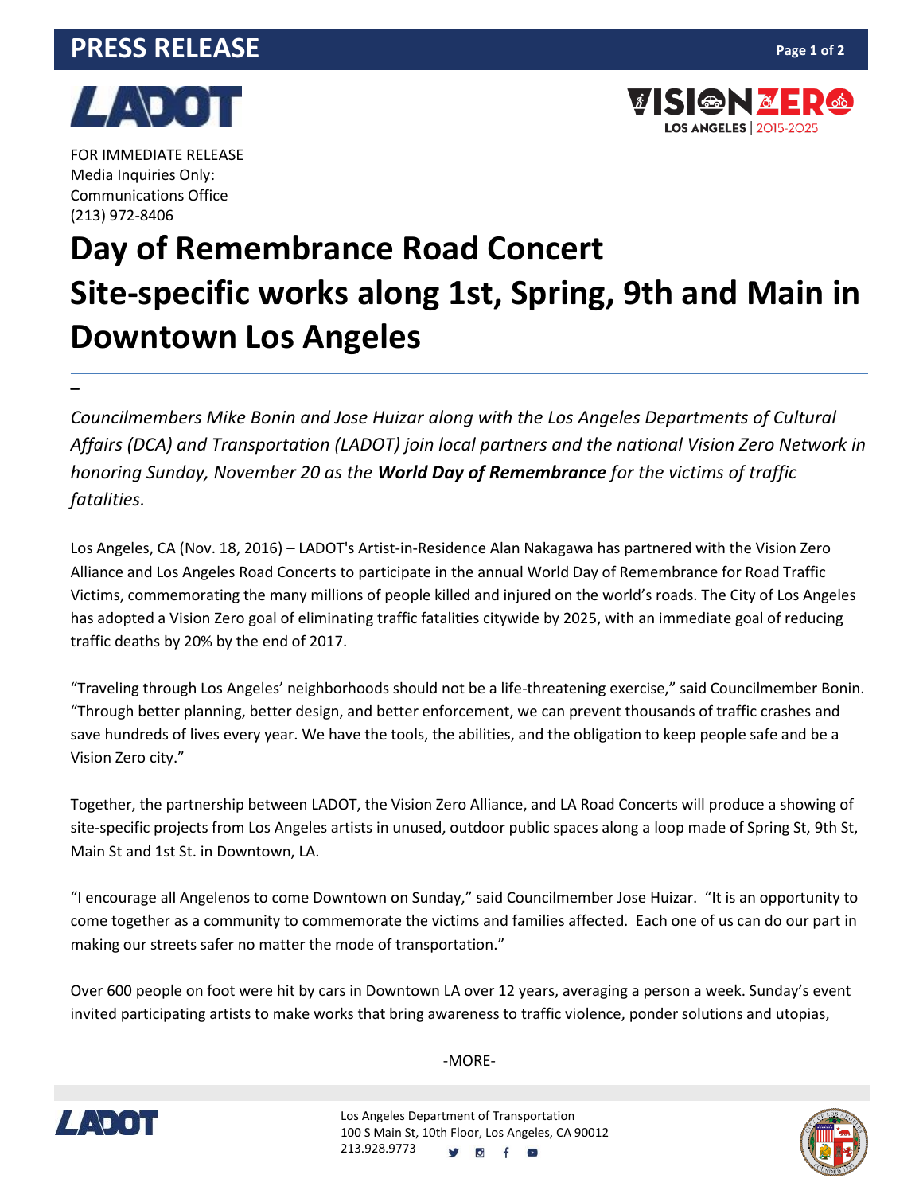PRESS RELEASE

FOR IMMEDIATE RELEASE
Media Inquiries Only:
Communications Office
(213) 972-8406

# Day of Remembrance Road Concert
# Site-specific works along 1st, Spring, 9th and Main in Downtown Los Angeles

---

*Councilmembers Mike Bonin and Jose Huizar along with the Los Angeles Departments of Cultural Affairs (DCA) and Transportation (LADOT) join local partners and the national Vision Zero Network in honoring Sunday, November 20 as the* ***World Day of Remembrance*** *for the victims of traffic fatalities.*

Los Angeles, CA (Nov. 18, 2016) – LADOT's Artist-in-Residence Alan Nakagawa has partnered with the Vision Zero Alliance and Los Angeles Road Concerts to participate in the annual World Day of Remembrance for Road Traffic Victims, commemorating the many millions of people killed and injured on the world's roads. The City of Los Angeles has adopted a Vision Zero goal of eliminating traffic fatalities citywide by 2025, with an immediate goal of reducing traffic deaths by 20% by the end of 2017.

"Traveling through Los Angeles' neighborhoods should not be a life-threatening exercise," said Councilmember Bonin. "Through better planning, better design, and better enforcement, we can prevent thousands of traffic crashes and save hundreds of lives every year. We have the tools, the abilities, and the obligation to keep people safe and be a Vision Zero city."

Together, the partnership between LADOT, the Vision Zero Alliance, and LA Road Concerts will produce a showing of site-specific projects from Los Angeles artists in unused, outdoor public spaces along a loop made of Spring St, 9th St, Main St and 1st St. in Downtown, LA.

"I encourage all Angelenos to come Downtown on Sunday," said Councilmember Jose Huizar. "It is an opportunity to come together as a community to commemorate the victims and families affected. Each one of us can do our part in making our streets safer no matter the mode of transportation."

Over 600 people on foot were hit by cars in Downtown LA over 12 years, averaging a person a week. Sunday's event invited participating artists to make works that bring awareness to traffic violence, ponder solutions and utopias,

-MORE-

Los Angeles Department of Transportation
100 S Main St, 10th Floor, Los Angeles, CA 90012
213.928.9773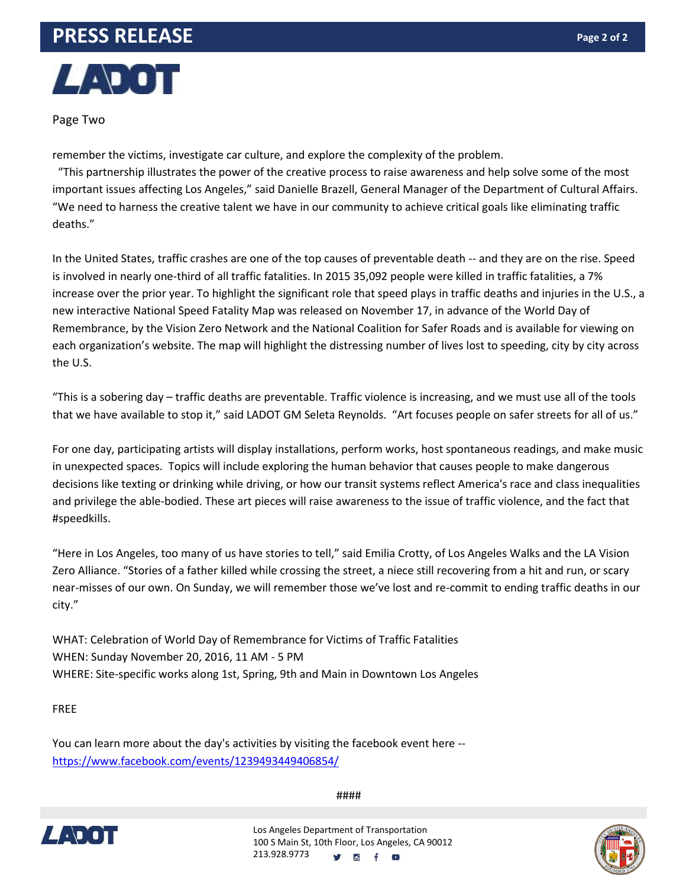Page Two

remember the victims, investigate car culture, and explore the complexity of the problem.

"This partnership illustrates the power of the creative process to raise awareness and help solve some of the most important issues affecting Los Angeles," said Danielle Brazell, General Manager of the Department of Cultural Affairs. "We need to harness the creative talent we have in our community to achieve critical goals like eliminating traffic deaths."

In the United States, traffic crashes are one of the top causes of preventable death -- and they are on the rise. Speed is involved in nearly one-third of all traffic fatalities. In 2015 35,092 people were killed in traffic fatalities, a 7% increase over the prior year. To highlight the significant role that speed plays in traffic deaths and injuries in the U.S., a new interactive National Speed Fatality Map was released on November 17, in advance of the World Day of Remembrance, by the Vision Zero Network and the National Coalition for Safer Roads and is available for viewing on each organization's website. The map will highlight the distressing number of lives lost to speeding, city by city across the U.S.

"This is a sobering day – traffic deaths are preventable. Traffic violence is increasing, and we must use all of the tools that we have available to stop it," said LADOT GM Seleta Reynolds. "Art focuses people on safer streets for all of us."

For one day, participating artists will display installations, perform works, host spontaneous readings, and make music in unexpected spaces. Topics will include exploring the human behavior that causes people to make dangerous decisions like texting or drinking while driving, or how our transit systems reflect America's race and class inequalities and privilege the able-bodied. These art pieces will raise awareness to the issue of traffic violence, and the fact that #speedkills.

"Here in Los Angeles, too many of us have stories to tell," said Emilia Crotty, of Los Angeles Walks and the LA Vision Zero Alliance. "Stories of a father killed while crossing the street, a niece still recovering from a hit and run, or scary near-misses of our own. On Sunday, we will remember those we've lost and re-commit to ending traffic deaths in our city."

WHAT: Celebration of World Day of Remembrance for Victims of Traffic Fatalities
WHEN: Sunday November 20, 2016, 11 AM - 5 PM
WHERE: Site-specific works along 1st, Spring, 9th and Main in Downtown Los Angeles

FREE

You can learn more about the day's activities by visiting the facebook event here -- https://www.facebook.com/events/1239493449406854/

####

Los Angeles Department of Transportation
100 S Main St, 10th Floor, Los Angeles, CA 90012
213.928.9773